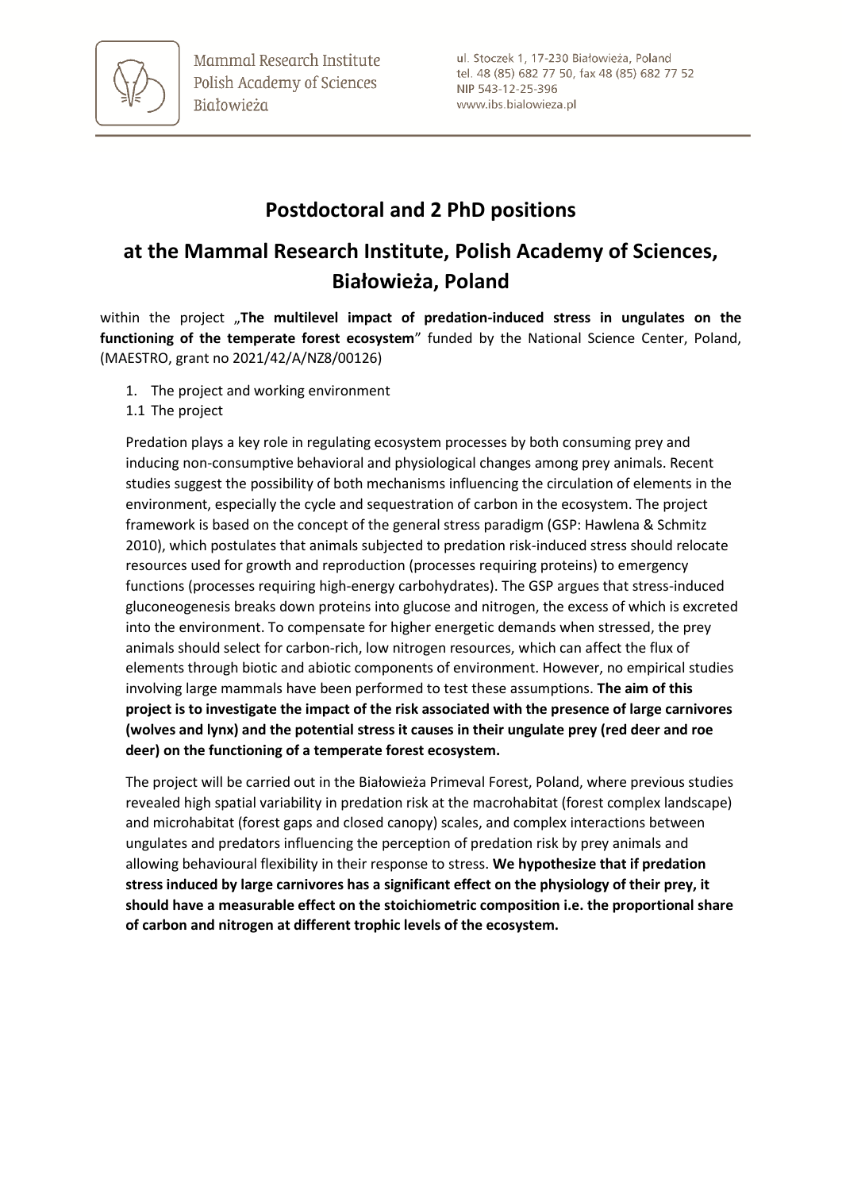Mammal Research Institute
Polish Academy of Sciences
Białowieża

ul. Stoczek 1, 17-230 Białowieża, Poland
tel. 48 (85) 682 77 50, fax 48 (85) 682 77 52
NIP 543-12-25-396
www.ibs.bialowieza.pl

# Postdoctoral and 2 PhD positions

# at the Mammal Research Institute, Polish Academy of Sciences, Białowieża, Poland

within the project „**The multilevel impact of predation-induced stress in ungulates on the functioning of the temperate forest ecosystem**" funded by the National Science Center, Poland, (MAESTRO, grant no 2021/42/A/NZ8/00126)

1. The project and working environment

1.1 The project

Predation plays a key role in regulating ecosystem processes by both consuming prey and inducing non-consumptive behavioral and physiological changes among prey animals. Recent studies suggest the possibility of both mechanisms influencing the circulation of elements in the environment, especially the cycle and sequestration of carbon in the ecosystem. The project framework is based on the concept of the general stress paradigm (GSP: Hawlena & Schmitz 2010), which postulates that animals subjected to predation risk-induced stress should relocate resources used for growth and reproduction (processes requiring proteins) to emergency functions (processes requiring high-energy carbohydrates). The GSP argues that stress-induced gluconeogenesis breaks down proteins into glucose and nitrogen, the excess of which is excreted into the environment. To compensate for higher energetic demands when stressed, the prey animals should select for carbon-rich, low nitrogen resources, which can affect the flux of elements through biotic and abiotic components of environment. However, no empirical studies involving large mammals have been performed to test these assumptions. **The aim of this project is to investigate the impact of the risk associated with the presence of large carnivores (wolves and lynx) and the potential stress it causes in their ungulate prey (red deer and roe deer) on the functioning of a temperate forest ecosystem.**

The project will be carried out in the Białowieża Primeval Forest, Poland, where previous studies revealed high spatial variability in predation risk at the macrohabitat (forest complex landscape) and microhabitat (forest gaps and closed canopy) scales, and complex interactions between ungulates and predators influencing the perception of predation risk by prey animals and allowing behavioural flexibility in their response to stress. **We hypothesize that if predation stress induced by large carnivores has a significant effect on the physiology of their prey, it should have a measurable effect on the stoichiometric composition i.e. the proportional share of carbon and nitrogen at different trophic levels of the ecosystem.**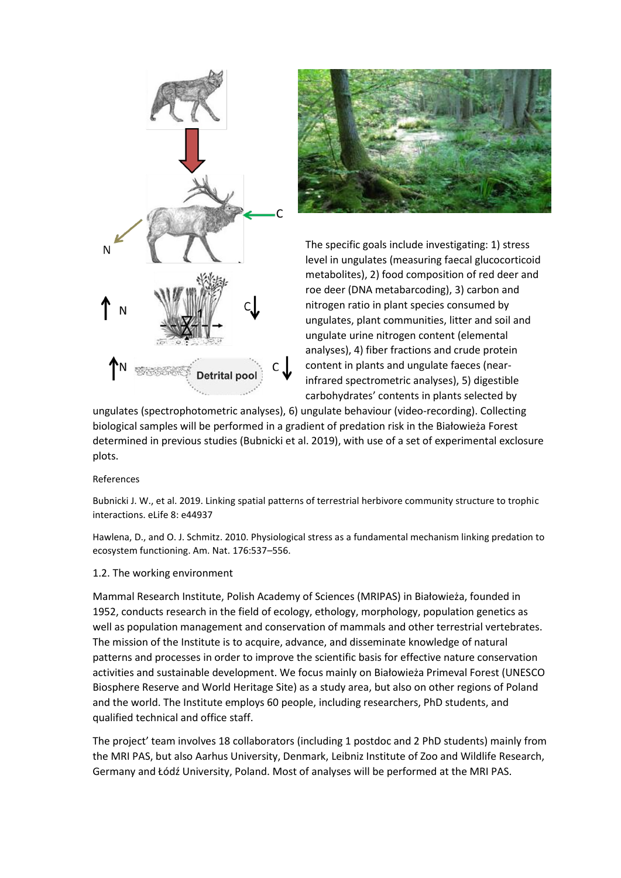The specific goals include investigating: 1) stress level in ungulates (measuring faecal glucocorticoid metabolites), 2) food composition of red deer and roe deer (DNA metabarcoding), 3) carbon and nitrogen ratio in plant species consumed by ungulates, plant communities, litter and soil and ungulate urine nitrogen content (elemental analyses), 4) fiber fractions and crude protein content in plants and ungulate faeces (near-infrared spectrometric analyses), 5) digestible carbohydrates' contents in plants selected by ungulates (spectrophotometric analyses), 6) ungulate behaviour (video-recording). Collecting biological samples will be performed in a gradient of predation risk in the Białowieża Forest determined in previous studies (Bubnicki et al. 2019), with use of a set of experimental exclosure plots.

References

Bubnicki J. W., et al. 2019. Linking spatial patterns of terrestrial herbivore community structure to trophic interactions. eLife 8: e44937

Hawlena, D., and O. J. Schmitz. 2010. Physiological stress as a fundamental mechanism linking predation to ecosystem functioning. Am. Nat. 176:537–556.

## 1.2. The working environment

Mammal Research Institute, Polish Academy of Sciences (MRIPAS) in Białowieża, founded in 1952, conducts research in the field of ecology, ethology, morphology, population genetics as well as population management and conservation of mammals and other terrestrial vertebrates. The mission of the Institute is to acquire, advance, and disseminate knowledge of natural patterns and processes in order to improve the scientific basis for effective nature conservation activities and sustainable development. We focus mainly on Białowieża Primeval Forest (UNESCO Biosphere Reserve and World Heritage Site) as a study area, but also on other regions of Poland and the world. The Institute employs 60 people, including researchers, PhD students, and qualified technical and office staff.

The project' team involves 18 collaborators (including 1 postdoc and 2 PhD students) mainly from the MRI PAS, but also Aarhus University, Denmark, Leibniz Institute of Zoo and Wildlife Research, Germany and Łódź University, Poland. Most of analyses will be performed at the MRI PAS.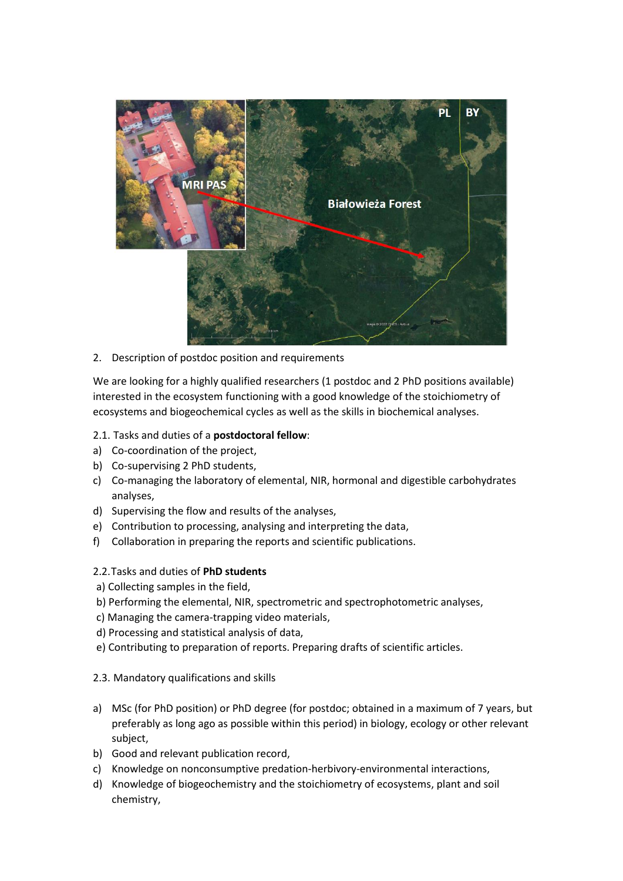2. Description of postdoc position and requirements

We are looking for a highly qualified researchers (1 postdoc and 2 PhD positions available) interested in the ecosystem functioning with a good knowledge of the stoichiometry of ecosystems and biogeochemical cycles as well as the skills in biochemical analyses.

2.1. Tasks and duties of a **postdoctoral fellow**:

a) Co-coordination of the project,
b) Co-supervising 2 PhD students,
c) Co-managing the laboratory of elemental, NIR, hormonal and digestible carbohydrates analyses,
d) Supervising the flow and results of the analyses,
e) Contribution to processing, analysing and interpreting the data,
f) Collaboration in preparing the reports and scientific publications.

2.2. Tasks and duties of **PhD students**

a) Collecting samples in the field,
b) Performing the elemental, NIR, spectrometric and spectrophotometric analyses,
c) Managing the camera-trapping video materials,
d) Processing and statistical analysis of data,
e) Contributing to preparation of reports. Preparing drafts of scientific articles.

2.3. Mandatory qualifications and skills

a) MSc (for PhD position) or PhD degree (for postdoc; obtained in a maximum of 7 years, but preferably as long ago as possible within this period) in biology, ecology or other relevant subject,
b) Good and relevant publication record,
c) Knowledge on nonconsumptive predation-herbivory-environmental interactions,
d) Knowledge of biogeochemistry and the stoichiometry of ecosystems, plant and soil chemistry,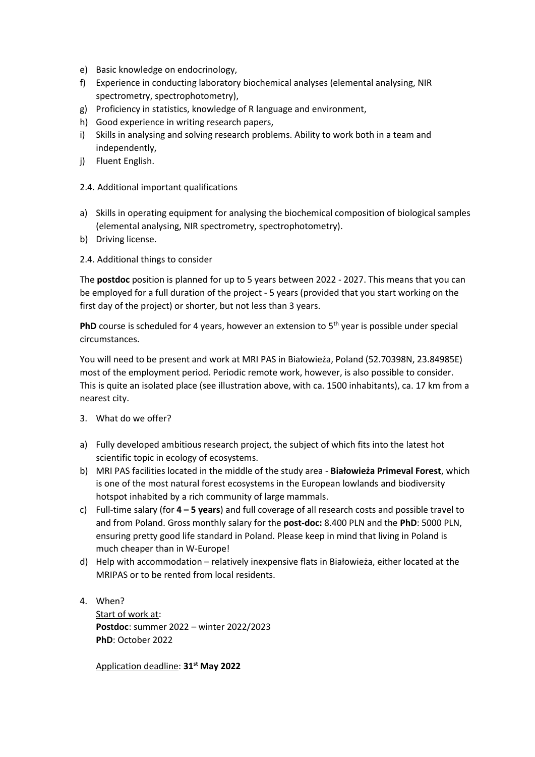e) Basic knowledge on endocrinology,
f) Experience in conducting laboratory biochemical analyses (elemental analysing, NIR spectrometry, spectrophotometry),
g) Proficiency in statistics, knowledge of R language and environment,
h) Good experience in writing research papers,
i) Skills in analysing and solving research problems. Ability to work both in a team and independently,
j) Fluent English.

2.4. Additional important qualifications

a) Skills in operating equipment for analysing the biochemical composition of biological samples (elemental analysing, NIR spectrometry, spectrophotometry).
b) Driving license.

2.4. Additional things to consider

The **postdoc** position is planned for up to 5 years between 2022 - 2027. This means that you can be employed for a full duration of the project - 5 years (provided that you start working on the first day of the project) or shorter, but not less than 3 years.

**PhD** course is scheduled for 4 years, however an extension to 5th year is possible under special circumstances.

You will need to be present and work at MRI PAS in Białowieża, Poland (52.70398N, 23.84985E) most of the employment period. Periodic remote work, however, is also possible to consider. This is quite an isolated place (see illustration above, with ca. 1500 inhabitants), ca. 17 km from a nearest city.

3. What do we offer?

a) Fully developed ambitious research project, the subject of which fits into the latest hot scientific topic in ecology of ecosystems.
b) MRI PAS facilities located in the middle of the study area - **Białowieża Primeval Forest**, which is one of the most natural forest ecosystems in the European lowlands and biodiversity hotspot inhabited by a rich community of large mammals.
c) Full-time salary (for **4 – 5 years**) and full coverage of all research costs and possible travel to and from Poland. Gross monthly salary for the **post-doc:** 8.400 PLN and the **PhD**: 5000 PLN, ensuring pretty good life standard in Poland. Please keep in mind that living in Poland is much cheaper than in W-Europe!
d) Help with accommodation – relatively inexpensive flats in Białowieża, either located at the MRIPAS or to be rented from local residents.

4. When?

Start of work at:
**Postdoc**: summer 2022 – winter 2022/2023
**PhD**: October 2022

Application deadline: **31st May 2022**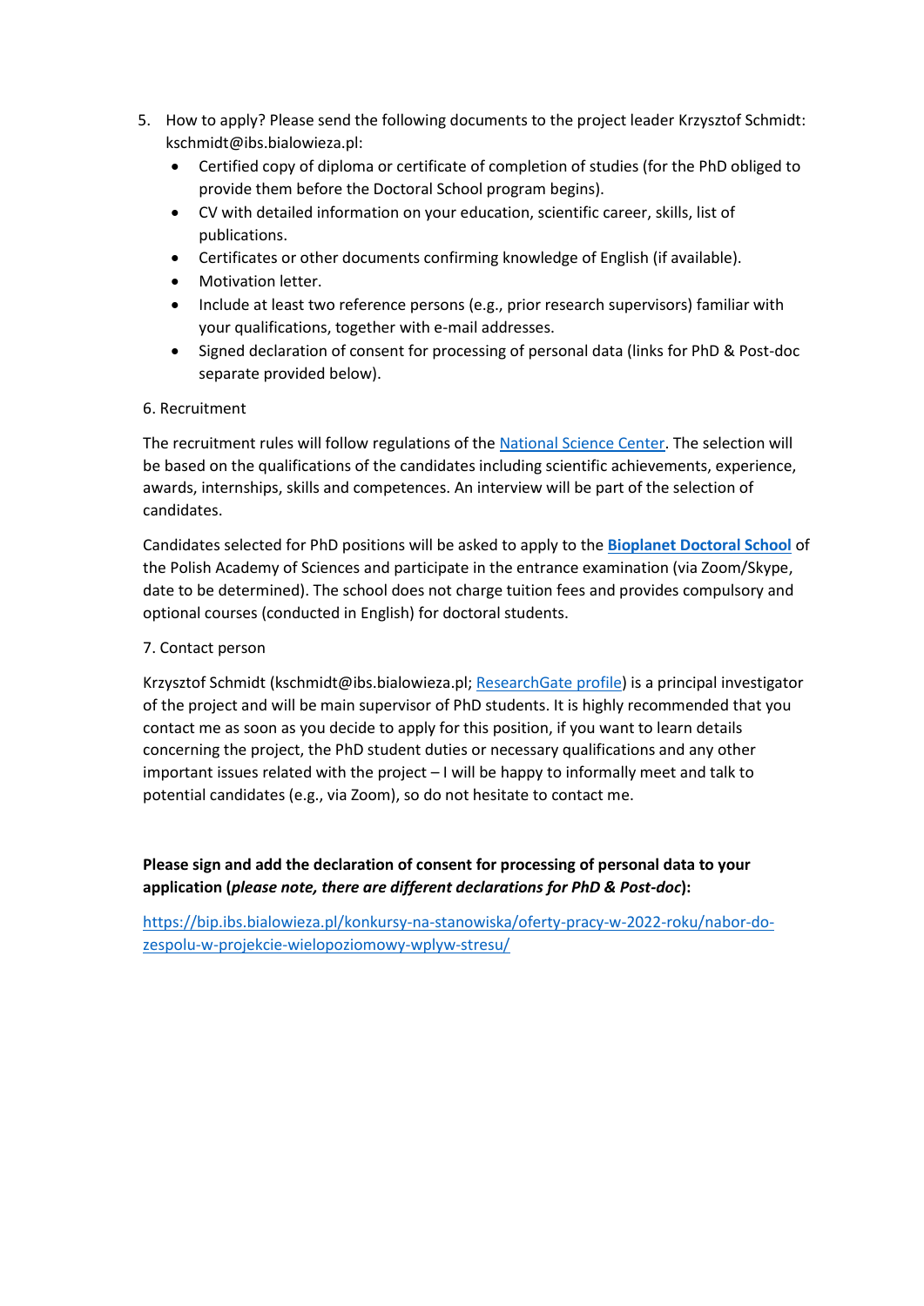5. How to apply? Please send the following documents to the project leader Krzysztof Schmidt: kschmidt@ibs.bialowieza.pl:
   - Certified copy of diploma or certificate of completion of studies (for the PhD obliged to provide them before the Doctoral School program begins).
   - CV with detailed information on your education, scientific career, skills, list of publications.
   - Certificates or other documents confirming knowledge of English (if available).
   - Motivation letter.
   - Include at least two reference persons (e.g., prior research supervisors) familiar with your qualifications, together with e-mail addresses.
   - Signed declaration of consent for processing of personal data (links for PhD & Post-doc separate provided below).

6. Recruitment

The recruitment rules will follow regulations of the National Science Center. The selection will be based on the qualifications of the candidates including scientific achievements, experience, awards, internships, skills and competences. An interview will be part of the selection of candidates.

Candidates selected for PhD positions will be asked to apply to the **Bioplanet Doctoral School** of the Polish Academy of Sciences and participate in the entrance examination (via Zoom/Skype, date to be determined). The school does not charge tuition fees and provides compulsory and optional courses (conducted in English) for doctoral students.

7. Contact person

Krzysztof Schmidt (kschmidt@ibs.bialowieza.pl; ResearchGate profile) is a principal investigator of the project and will be main supervisor of PhD students. It is highly recommended that you contact me as soon as you decide to apply for this position, if you want to learn details concerning the project, the PhD student duties or necessary qualifications and any other important issues related with the project – I will be happy to informally meet and talk to potential candidates (e.g., via Zoom), so do not hesitate to contact me.

**Please sign and add the declaration of consent for processing of personal data to your application (*please note, there are different declarations for PhD & Post-doc*):**

https://bip.ibs.bialowieza.pl/konkursy-na-stanowiska/oferty-pracy-w-2022-roku/nabor-do-zespolu-w-projekcie-wielopoziomowy-wplyw-stresu/